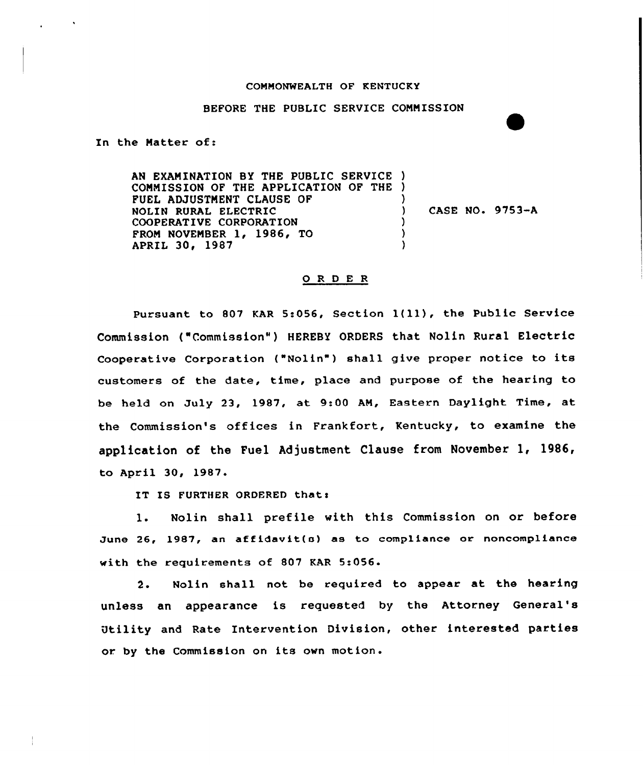COMMONWEALTH OF KENTUCKY

BEFORE THE PUBLIC SERVICE COMMISSION

In the Matter of:

| | |
|---|---|
| AN EXAMINATION BY THE PUBLIC SERVICE COMMISSION OF THE APPLICATION OF THE FUEL ADJUSTMENT CLAUSE OF NOLIN RURAL ELECTRIC COOPERATIVE CORPORATION FROM NOVEMBER 1, 1986, TO APRIL 30, 1987 | CASE NO. 9753-A |

## O R D E R

Pursuant to 807 KAR 5:056, Section 1(11), the Public Service Commission ("Commission") HEREBY ORDERS that Nolin Rural Electric Cooperative Corporation ("Nolin") shall give proper notice to its customers of the date, time, place and purpose of the hearing to be held on July 23, 1987, at 9:00 AM, Eastern Daylight Time, at the Commission's offices in Frankfort, Kentucky, to examine the application of the Fuel Adjustment Clause from November 1, 1986, to April 30, 1987.

IT IS FURTHER ORDERED that:

1. Nolin shall prefile with this Commission on or before June 26, 1987, an affidavit(s) as to compliance or noncompliance with the requirements of 807 KAR 5:056.

2. Nolin shall not be required to appear at the hearing unless an appearance is requested by the Attorney General's Utility and Rate Intervention Division, other interested parties or by the Commission on its own motion.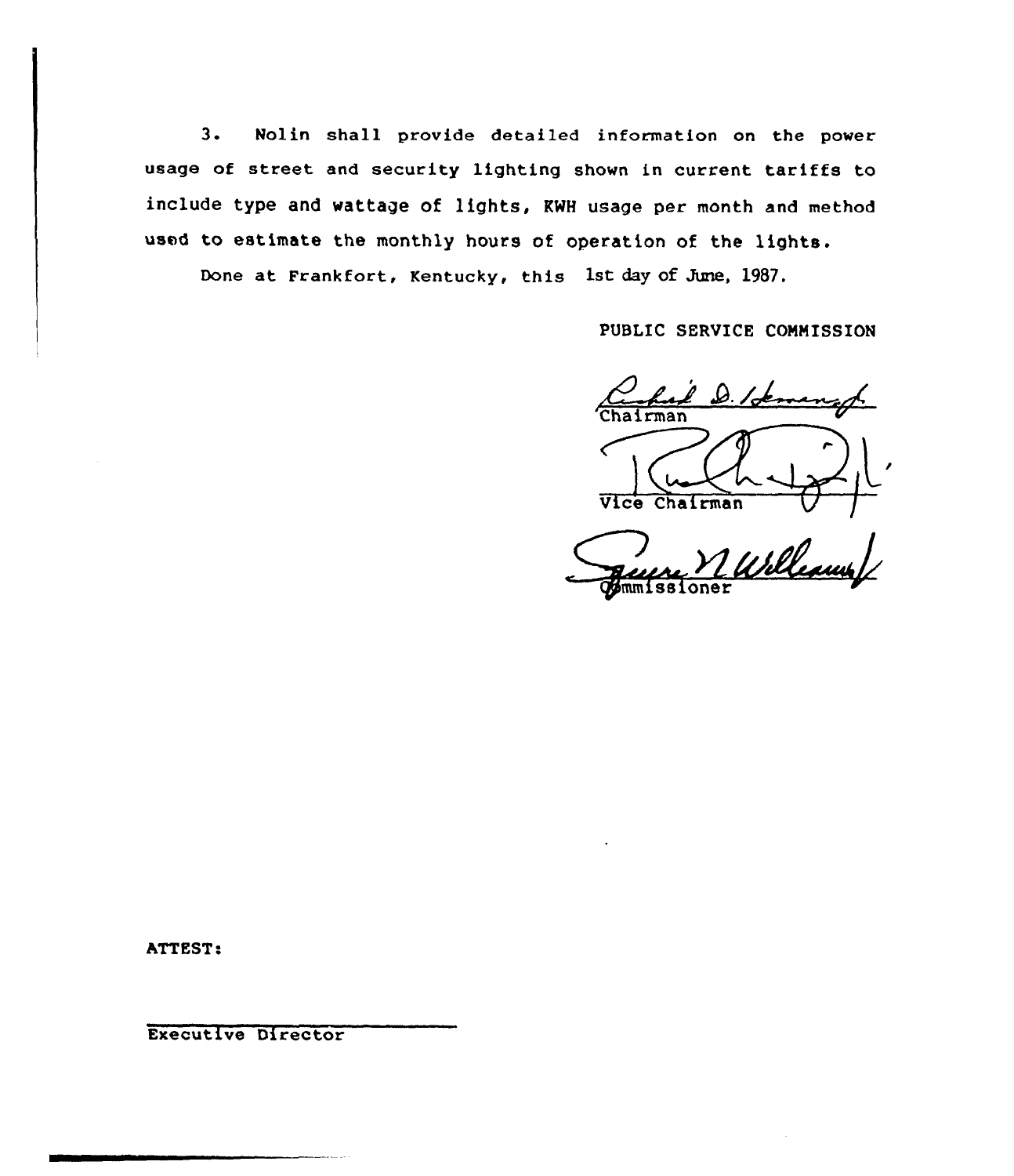3. Nolin shall provide detailed information on the power usage of street and security lighting shown in current tariffs to include type and wattage of lights, KWH usage per month and method used to estimate the monthly hours of operation of the lights.

Done at Frankfort, Kentucky, this 1st day of June, 1987.

PUBLIC SERVICE COMMISSION

Chairman

Vice Chairman

Commissioner

ATTEST:

Executive Director